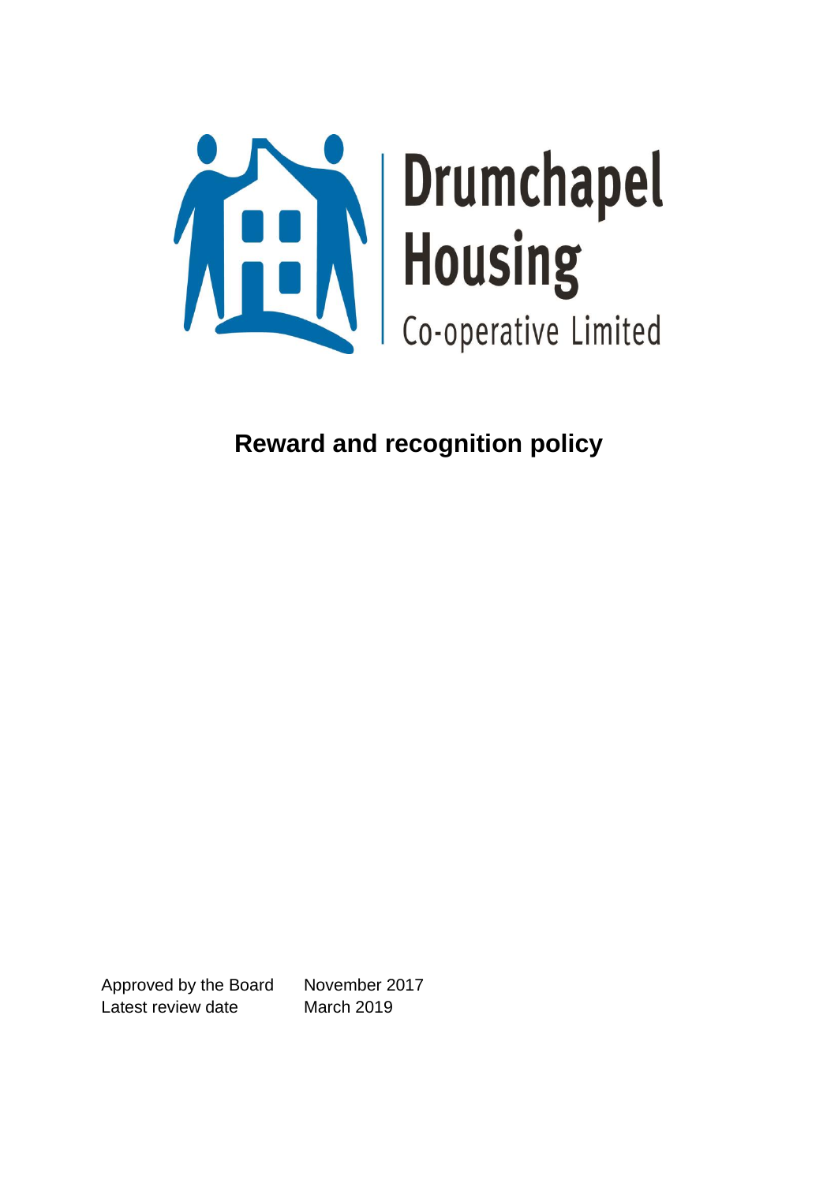Drumchapel Housing Co-operative Limited

# Reward and recognition policy

| | |
|---|---|
| Approved by the Board | November 2017 |
| Latest review date | March 2019 |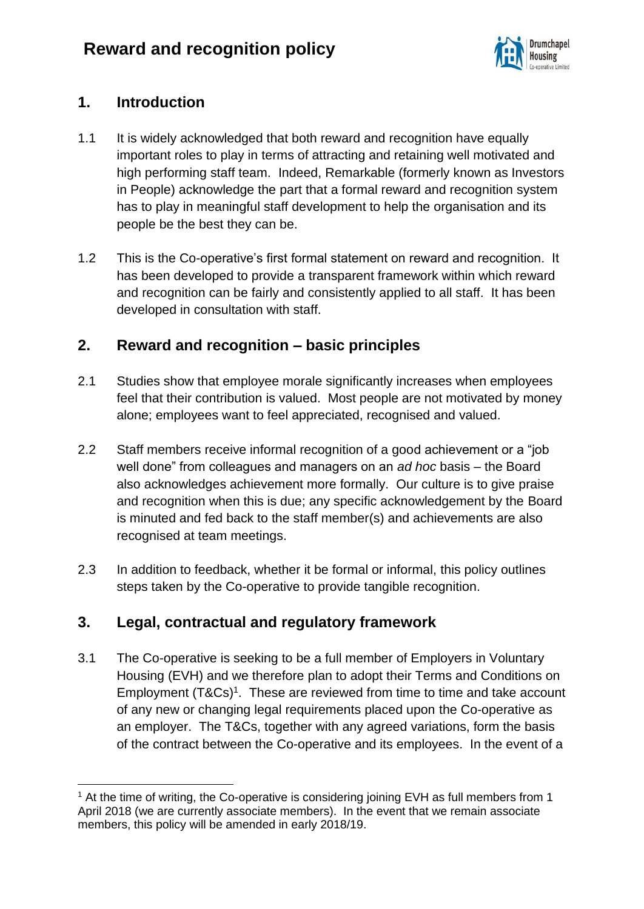# Reward and recognition policy

## 1. Introduction

1.1 It is widely acknowledged that both reward and recognition have equally important roles to play in terms of attracting and retaining well motivated and high performing staff team. Indeed, Remarkable (formerly known as Investors in People) acknowledge the part that a formal reward and recognition system has to play in meaningful staff development to help the organisation and its people be the best they can be.

1.2 This is the Co-operative's first formal statement on reward and recognition. It has been developed to provide a transparent framework within which reward and recognition can be fairly and consistently applied to all staff. It has been developed in consultation with staff.

## 2. Reward and recognition – basic principles

2.1 Studies show that employee morale significantly increases when employees feel that their contribution is valued. Most people are not motivated by money alone; employees want to feel appreciated, recognised and valued.

2.2 Staff members receive informal recognition of a good achievement or a "job well done" from colleagues and managers on an *ad hoc* basis – the Board also acknowledges achievement more formally. Our culture is to give praise and recognition when this is due; any specific acknowledgement by the Board is minuted and fed back to the staff member(s) and achievements are also recognised at team meetings.

2.3 In addition to feedback, whether it be formal or informal, this policy outlines steps taken by the Co-operative to provide tangible recognition.

## 3. Legal, contractual and regulatory framework

3.1 The Co-operative is seeking to be a full member of Employers in Voluntary Housing (EVH) and we therefore plan to adopt their Terms and Conditions on Employment (T&Cs)[1]. These are reviewed from time to time and take account of any new or changing legal requirements placed upon the Co-operative as an employer. The T&Cs, together with any agreed variations, form the basis of the contract between the Co-operative and its employees. In the event of a

[1] At the time of writing, the Co-operative is considering joining EVH as full members from 1 April 2018 (we are currently associate members). In the event that we remain associate members, this policy will be amended in early 2018/19.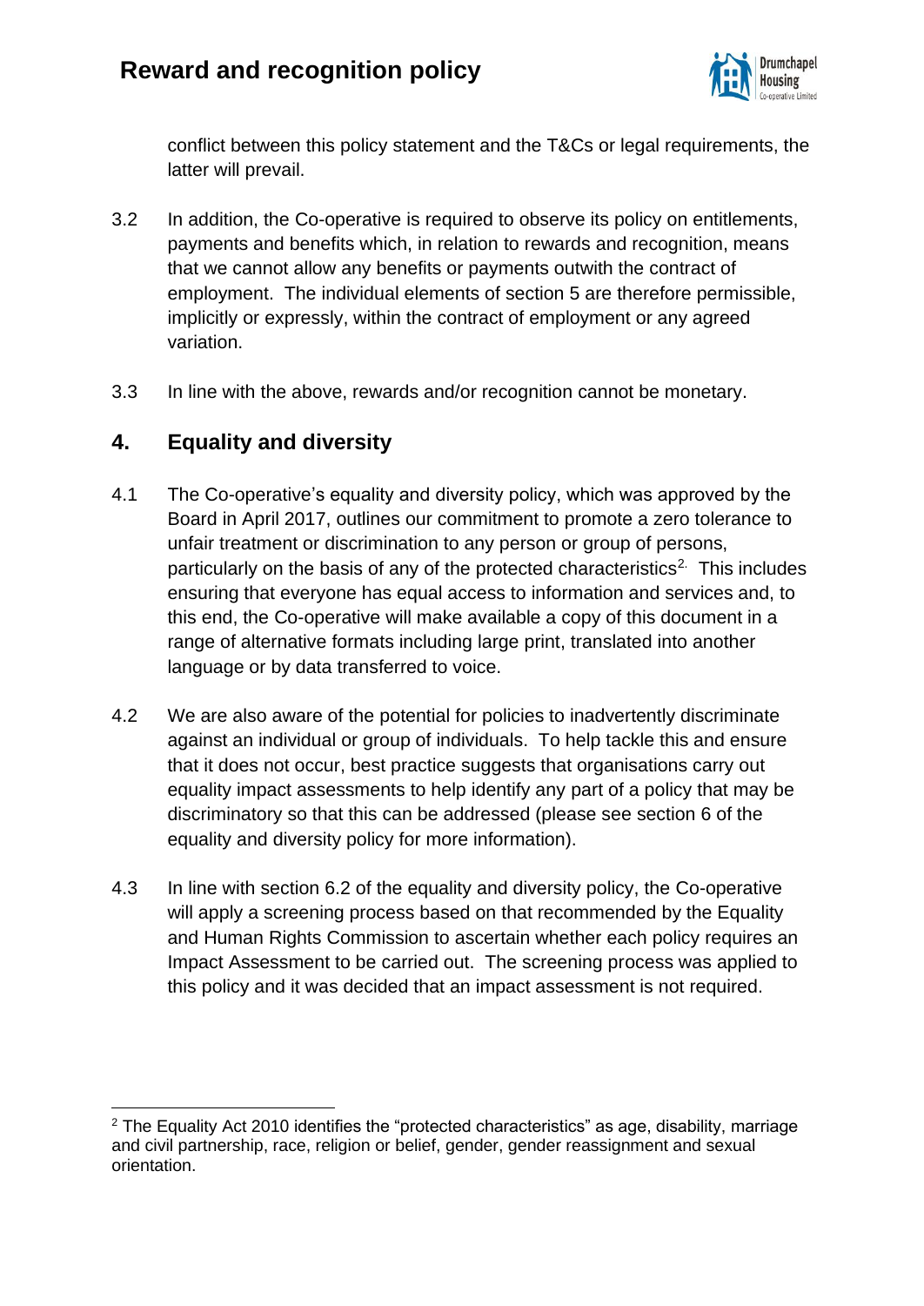conflict between this policy statement and the T&Cs or legal requirements, the latter will prevail.

3.2 In addition, the Co-operative is required to observe its policy on entitlements, payments and benefits which, in relation to rewards and recognition, means that we cannot allow any benefits or payments outwith the contract of employment. The individual elements of section 5 are therefore permissible, implicitly or expressly, within the contract of employment or any agreed variation.

3.3 In line with the above, rewards and/or recognition cannot be monetary.

## 4. Equality and diversity

4.1 The Co-operative's equality and diversity policy, which was approved by the Board in April 2017, outlines our commitment to promote a zero tolerance to unfair treatment or discrimination to any person or group of persons, particularly on the basis of any of the protected characteristics[2]. This includes ensuring that everyone has equal access to information and services and, to this end, the Co-operative will make available a copy of this document in a range of alternative formats including large print, translated into another language or by data transferred to voice.

4.2 We are also aware of the potential for policies to inadvertently discriminate against an individual or group of individuals. To help tackle this and ensure that it does not occur, best practice suggests that organisations carry out equality impact assessments to help identify any part of a policy that may be discriminatory so that this can be addressed (please see section 6 of the equality and diversity policy for more information).

4.3 In line with section 6.2 of the equality and diversity policy, the Co-operative will apply a screening process based on that recommended by the Equality and Human Rights Commission to ascertain whether each policy requires an Impact Assessment to be carried out. The screening process was applied to this policy and it was decided that an impact assessment is not required.

---

[2] The Equality Act 2010 identifies the "protected characteristics" as age, disability, marriage and civil partnership, race, religion or belief, gender, gender reassignment and sexual orientation.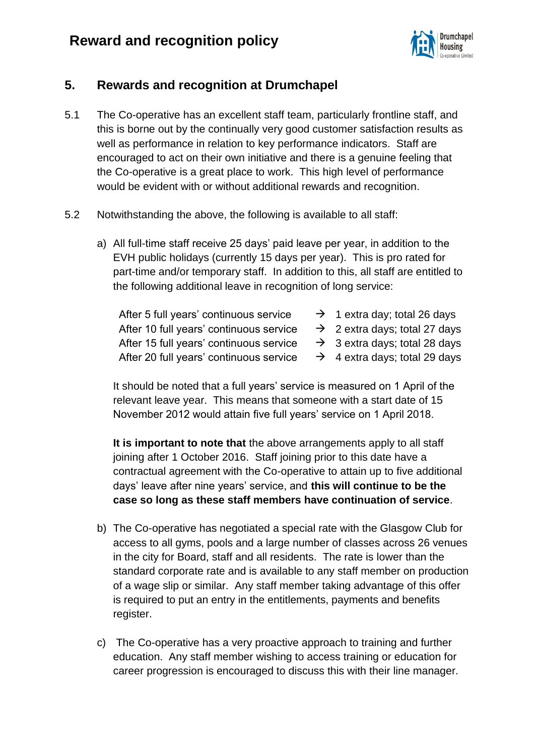## 5. Rewards and recognition at Drumchapel

5.1 The Co-operative has an excellent staff team, particularly frontline staff, and this is borne out by the continually very good customer satisfaction results as well as performance in relation to key performance indicators. Staff are encouraged to act on their own initiative and there is a genuine feeling that the Co-operative is a great place to work. This high level of performance would be evident with or without additional rewards and recognition.

5.2 Notwithstanding the above, the following is available to all staff:

a) All full-time staff receive 25 days' paid leave per year, in addition to the EVH public holidays (currently 15 days per year). This is pro rated for part-time and/or temporary staff. In addition to this, all staff are entitled to the following additional leave in recognition of long service:

| | | |
|---|---|---|
| After 5 full years' continuous service | → | 1 extra day; total 26 days |
| After 10 full years' continuous service | → | 2 extra days; total 27 days |
| After 15 full years' continuous service | → | 3 extra days; total 28 days |
| After 20 full years' continuous service | → | 4 extra days; total 29 days |

It should be noted that a full years' service is measured on 1 April of the relevant leave year. This means that someone with a start date of 15 November 2012 would attain five full years' service on 1 April 2018.

**It is important to note that** the above arrangements apply to all staff joining after 1 October 2016. Staff joining prior to this date have a contractual agreement with the Co-operative to attain up to five additional days' leave after nine years' service, and **this will continue to be the case so long as these staff members have continuation of service**.

b) The Co-operative has negotiated a special rate with the Glasgow Club for access to all gyms, pools and a large number of classes across 26 venues in the city for Board, staff and all residents. The rate is lower than the standard corporate rate and is available to any staff member on production of a wage slip or similar. Any staff member taking advantage of this offer is required to put an entry in the entitlements, payments and benefits register.

c) The Co-operative has a very proactive approach to training and further education. Any staff member wishing to access training or education for career progression is encouraged to discuss this with their line manager.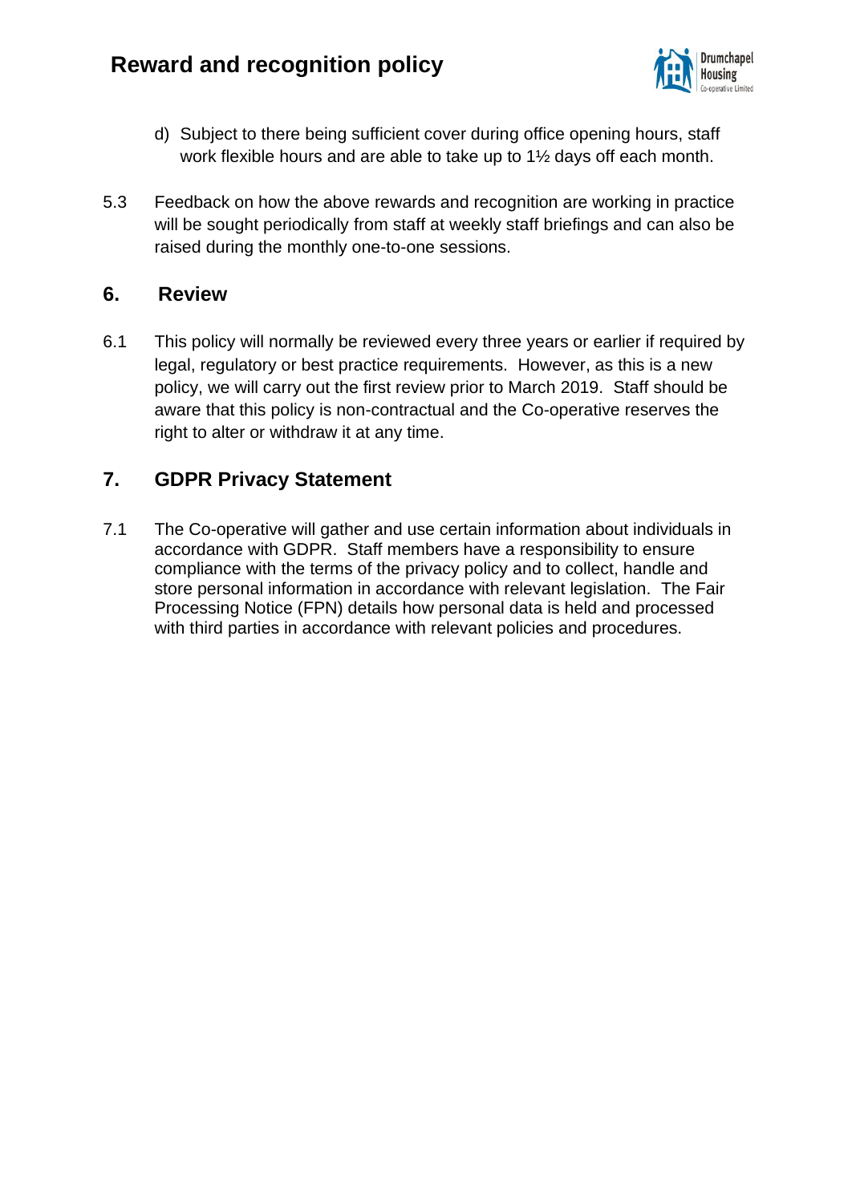d) Subject to there being sufficient cover during office opening hours, staff work flexible hours and are able to take up to 1½ days off each month.

5.3 Feedback on how the above rewards and recognition are working in practice will be sought periodically from staff at weekly staff briefings and can also be raised during the monthly one-to-one sessions.

## 6. Review

6.1 This policy will normally be reviewed every three years or earlier if required by legal, regulatory or best practice requirements. However, as this is a new policy, we will carry out the first review prior to March 2019. Staff should be aware that this policy is non-contractual and the Co-operative reserves the right to alter or withdraw it at any time.

## 7. GDPR Privacy Statement

7.1 The Co-operative will gather and use certain information about individuals in accordance with GDPR. Staff members have a responsibility to ensure compliance with the terms of the privacy policy and to collect, handle and store personal information in accordance with relevant legislation. The Fair Processing Notice (FPN) details how personal data is held and processed with third parties in accordance with relevant policies and procedures.